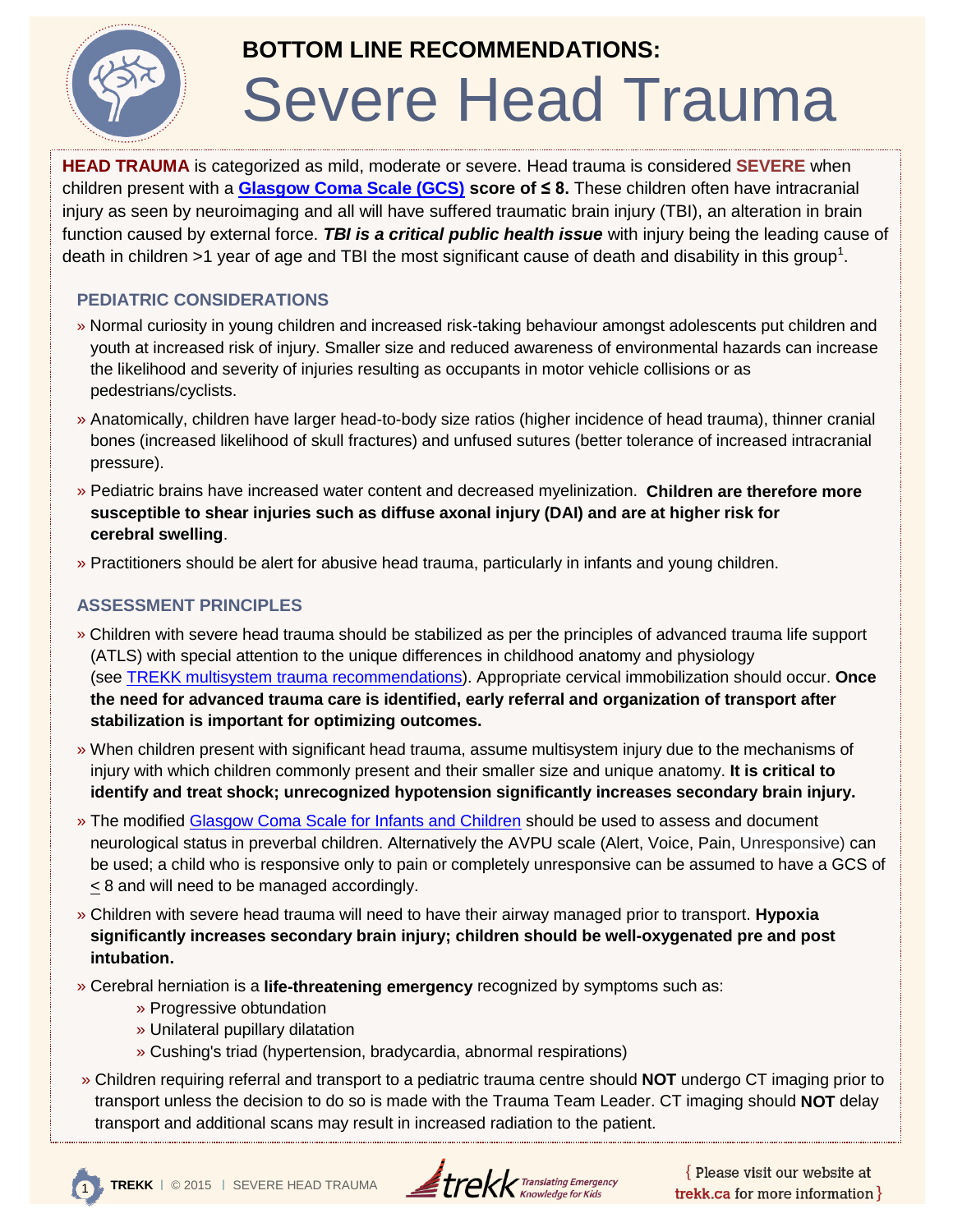# BOTTOM LINE RECOMMENDATIONS:
# Severe Head Trauma

**HEAD TRAUMA** is categorized as mild, moderate or severe. Head trauma is considered **SEVERE** when children present with a **[Glasgow Coma Scale (GCS)](#) score of ≤ 8.** These children often have intracranial injury as seen by neuroimaging and all will have suffered traumatic brain injury (TBI), an alteration in brain function caused by external force. ***TBI is a critical public health issue*** with injury being the leading cause of death in children >1 year of age and TBI the most significant cause of death and disability in this group[1].

## PEDIATRIC CONSIDERATIONS

- Normal curiosity in young children and increased risk-taking behaviour amongst adolescents put children and youth at increased risk of injury. Smaller size and reduced awareness of environmental hazards can increase the likelihood and severity of injuries resulting as occupants in motor vehicle collisions or as pedestrians/cyclists.
- Anatomically, children have larger head-to-body size ratios (higher incidence of head trauma), thinner cranial bones (increased likelihood of skull fractures) and unfused sutures (better tolerance of increased intracranial pressure).
- Pediatric brains have increased water content and decreased myelinization. **Children are therefore more susceptible to shear injuries such as diffuse axonal injury (DAI) and are at higher risk for cerebral swelling**.
- Practitioners should be alert for abusive head trauma, particularly in infants and young children.

## ASSESSMENT PRINCIPLES

- Children with severe head trauma should be stabilized as per the principles of advanced trauma life support (ATLS) with special attention to the unique differences in childhood anatomy and physiology (see [TREKK multisystem trauma recommendations](#)). Appropriate cervical immobilization should occur. **Once the need for advanced trauma care is identified, early referral and organization of transport after stabilization is important for optimizing outcomes.**
- When children present with significant head trauma, assume multisystem injury due to the mechanisms of injury with which children commonly present and their smaller size and unique anatomy. **It is critical to identify and treat shock; unrecognized hypotension significantly increases secondary brain injury.**
- The modified [Glasgow Coma Scale for Infants and Children](#) should be used to assess and document neurological status in preverbal children. Alternatively the AVPU scale (Alert, Voice, Pain, Unresponsive) can be used; a child who is responsive only to pain or completely unresponsive can be assumed to have a GCS of ≤ 8 and will need to be managed accordingly.
- Children with severe head trauma will need to have their airway managed prior to transport. **Hypoxia significantly increases secondary brain injury; children should be well-oxygenated pre and post intubation.**
- Cerebral herniation is a **life-threatening emergency** recognized by symptoms such as:
  - Progressive obtundation
  - Unilateral pupillary dilatation
  - Cushing's triad (hypertension, bradycardia, abnormal respirations)
- Children requiring referral and transport to a pediatric trauma centre should **NOT** undergo CT imaging prior to transport unless the decision to do so is made with the Trauma Team Leader. CT imaging should **NOT** delay transport and additional scans may result in increased radiation to the patient.

{ Please visit our website at **trekk.ca** for more information }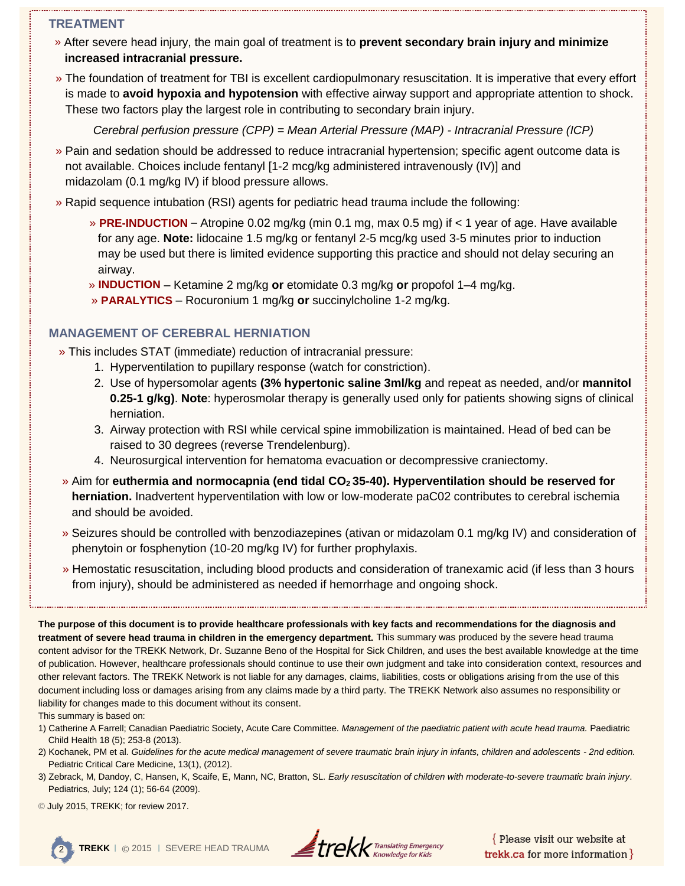## TREATMENT

- After severe head injury, the main goal of treatment is to **prevent secondary brain injury and minimize increased intracranial pressure.**
- The foundation of treatment for TBI is excellent cardiopulmonary resuscitation. It is imperative that every effort is made to **avoid hypoxia and hypotension** with effective airway support and appropriate attention to shock. These two factors play the largest role in contributing to secondary brain injury.

  *Cerebral perfusion pressure (CPP) = Mean Arterial Pressure (MAP) - Intracranial Pressure (ICP)*

- Pain and sedation should be addressed to reduce intracranial hypertension; specific agent outcome data is not available. Choices include fentanyl [1-2 mcg/kg administered intravenously (IV)] and midazolam (0.1 mg/kg IV) if blood pressure allows.
- Rapid sequence intubation (RSI) agents for pediatric head trauma include the following:
  - **PRE-INDUCTION** – Atropine 0.02 mg/kg (min 0.1 mg, max 0.5 mg) if < 1 year of age. Have available for any age. **Note:** lidocaine 1.5 mg/kg or fentanyl 2-5 mcg/kg used 3-5 minutes prior to induction may be used but there is limited evidence supporting this practice and should not delay securing an airway.
  - **INDUCTION** – Ketamine 2 mg/kg **or** etomidate 0.3 mg/kg **or** propofol 1–4 mg/kg.
  - **PARALYTICS** – Rocuronium 1 mg/kg **or** succinylcholine 1-2 mg/kg.

## MANAGEMENT OF CEREBRAL HERNIATION

- This includes STAT (immediate) reduction of intracranial pressure:
  1. Hyperventilation to pupillary response (watch for constriction).
  2. Use of hypersomolar agents **(3% hypertonic saline 3ml/kg** and repeat as needed, and/or **mannitol 0.25-1 g/kg)**. **Note**: hyperosmolar therapy is generally used only for patients showing signs of clinical herniation.
  3. Airway protection with RSI while cervical spine immobilization is maintained. Head of bed can be raised to 30 degrees (reverse Trendelenburg).
  4. Neurosurgical intervention for hematoma evacuation or decompressive craniectomy.
- Aim for **euthermia and normocapnia (end tidal $CO_2$ 35-40). Hyperventilation should be reserved for herniation.** Inadvertent hyperventilation with low or low-moderate paC02 contributes to cerebral ischemia and should be avoided.
- Seizures should be controlled with benzodiazepines (ativan or midazolam 0.1 mg/kg IV) and consideration of phenytoin or fosphenytion (10-20 mg/kg IV) for further prophylaxis.
- Hemostatic resuscitation, including blood products and consideration of tranexamic acid (if less than 3 hours from injury), should be administered as needed if hemorrhage and ongoing shock.

**The purpose of this document is to provide healthcare professionals with key facts and recommendations for the diagnosis and treatment of severe head trauma in children in the emergency department.** This summary was produced by the severe head trauma content advisor for the TREKK Network, Dr. Suzanne Beno of the Hospital for Sick Children, and uses the best available knowledge at the time of publication. However, healthcare professionals should continue to use their own judgment and take into consideration context, resources and other relevant factors. The TREKK Network is not liable for any damages, claims, liabilities, costs or obligations arising from the use of this document including loss or damages arising from any claims made by a third party. The TREKK Network also assumes no responsibility or liability for changes made to this document without its consent.

This summary is based on:

1) Catherine A Farrell; Canadian Paediatric Society, Acute Care Committee. *Management of the paediatric patient with acute head trauma.* Paediatric Child Health 18 (5); 253-8 (2013).
2) Kochanek, PM et al. *Guidelines for the acute medical management of severe traumatic brain injury in infants, children and adolescents - 2nd edition.* Pediatric Critical Care Medicine, 13(1), (2012).
3) Zebrack, M, Dandoy, C, Hansen, K, Scaife, E, Mann, NC, Bratton, SL. *Early resuscitation of children with moderate-to-severe traumatic brain injury*. Pediatrics, July; 124 (1); 56-64 (2009).

© July 2015, TREKK; for review 2017.

{ Please visit our website at trekk.ca for more information }